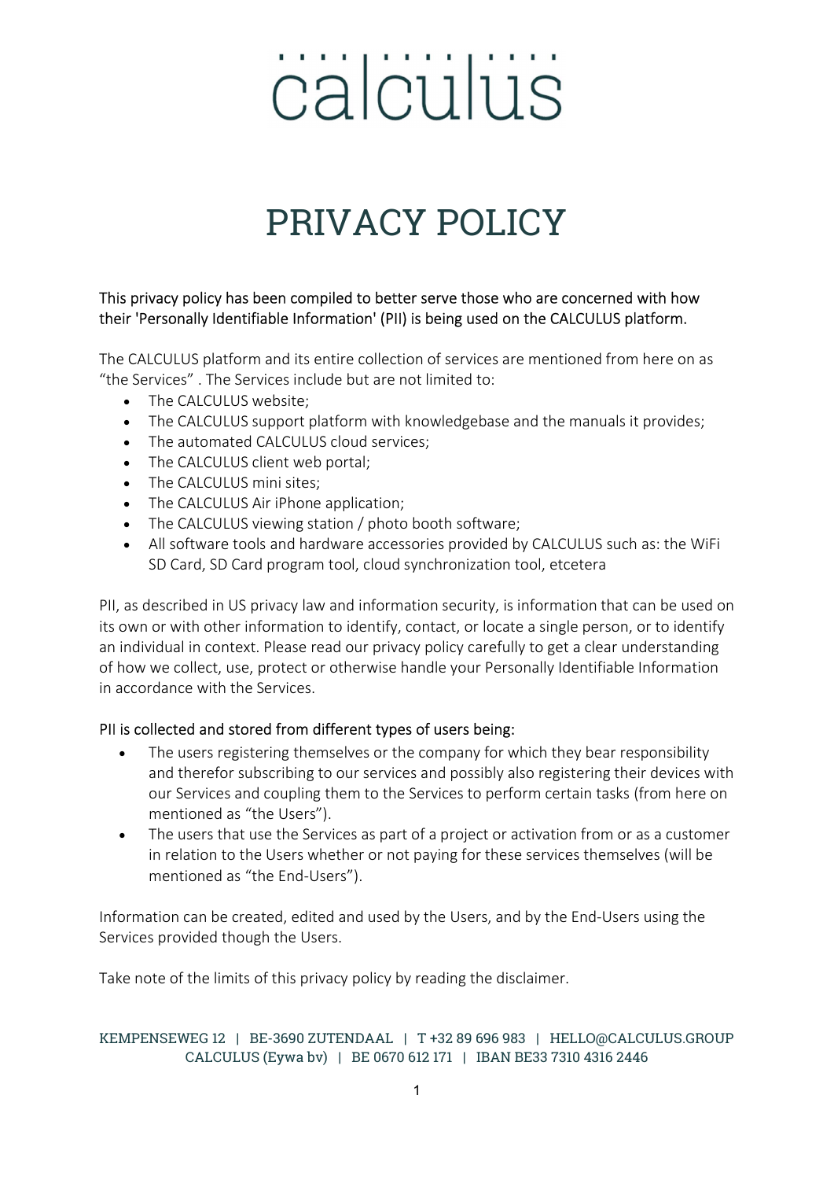calculus

# PRIVACY POLICY

This privacy policy has been compiled to better serve those who are concerned with how their 'Personally Identifiable Information' (PII) is being used on the CALCULUS platform.

The CALCULUS platform and its entire collection of services are mentioned from here on as “the Services” . The Services include but are not limited to:

- The CALCULUS website;
- The CALCULUS support platform with knowledgebase and the manuals it provides;
- The automated CALCULUS cloud services;
- The CALCULUS client web portal;
- The CALCULUS mini sites;
- The CALCULUS Air iPhone application;
- The CALCULUS viewing station / photo booth software;
- All software tools and hardware accessories provided by CALCULUS such as: the WiFi SD Card, SD Card program tool, cloud synchronization tool, etcetera

PII, as described in US privacy law and information security, is information that can be used on its own or with other information to identify, contact, or locate a single person, or to identify an individual in context. Please read our privacy policy carefully to get a clear understanding of how we collect, use, protect or otherwise handle your Personally Identifiable Information in accordance with the Services.

PII is collected and stored from different types of users being:

- The users registering themselves or the company for which they bear responsibility and therefor subscribing to our services and possibly also registering their devices with our Services and coupling them to the Services to perform certain tasks (from here on mentioned as “the Users”).
- The users that use the Services as part of a project or activation from or as a customer in relation to the Users whether or not paying for these services themselves (will be mentioned as “the End-Users”).

Information can be created, edited and used by the Users, and by the End-Users using the Services provided though the Users.

Take note of the limits of this privacy policy by reading the disclaimer.

KEMPENSEWEG 12 | BE-3690 ZUTENDAAL | T +32 89 696 983 | HELLO@CALCULUS.GROUP
CALCULUS (Eywa bv) | BE 0670 612 171 | IBAN BE33 7310 4316 2446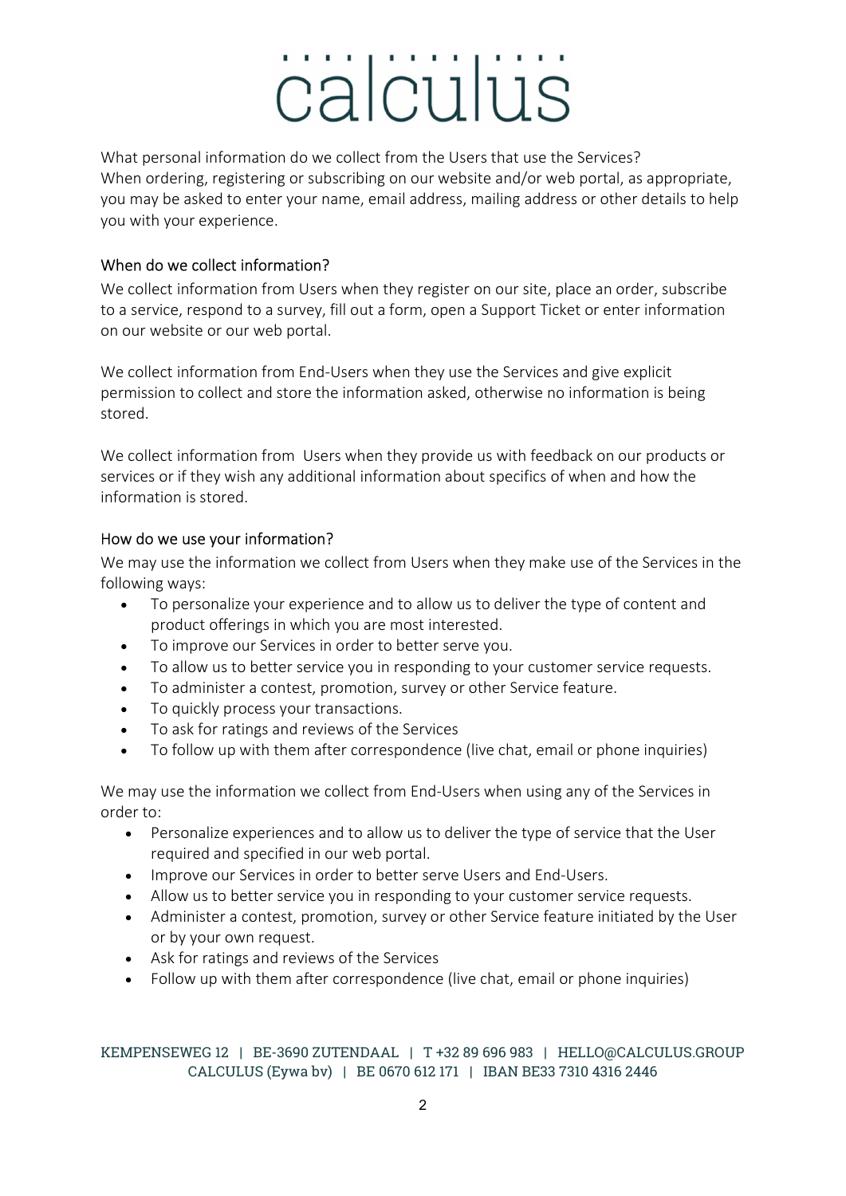What personal information do we collect from the Users that use the Services?
When ordering, registering or subscribing on our website and/or web portal, as appropriate, you may be asked to enter your name, email address, mailing address or other details to help you with your experience.

## When do we collect information?

We collect information from Users when they register on our site, place an order, subscribe to a service, respond to a survey, fill out a form, open a Support Ticket or enter information on our website or our web portal.

We collect information from End-Users when they use the Services and give explicit permission to collect and store the information asked, otherwise no information is being stored.

We collect information from  Users when they provide us with feedback on our products or services or if they wish any additional information about specifics of when and how the information is stored.

## How do we use your information?

We may use the information we collect from Users when they make use of the Services in the following ways:

- To personalize your experience and to allow us to deliver the type of content and product offerings in which you are most interested.
- To improve our Services in order to better serve you.
- To allow us to better service you in responding to your customer service requests.
- To administer a contest, promotion, survey or other Service feature.
- To quickly process your transactions.
- To ask for ratings and reviews of the Services
- To follow up with them after correspondence (live chat, email or phone inquiries)

We may use the information we collect from End-Users when using any of the Services in order to:

- Personalize experiences and to allow us to deliver the type of service that the User required and specified in our web portal.
- Improve our Services in order to better serve Users and End-Users.
- Allow us to better service you in responding to your customer service requests.
- Administer a contest, promotion, survey or other Service feature initiated by the User or by your own request.
- Ask for ratings and reviews of the Services
- Follow up with them after correspondence (live chat, email or phone inquiries)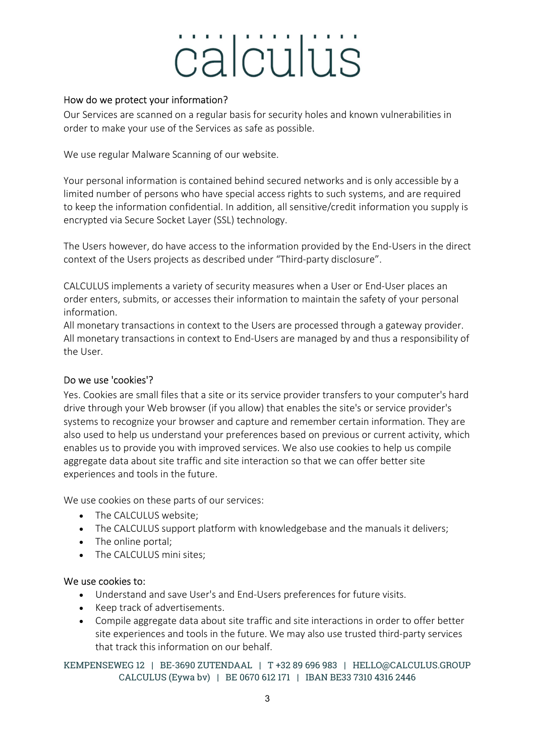## How do we protect your information?

Our Services are scanned on a regular basis for security holes and known vulnerabilities in order to make your use of the Services as safe as possible.

We use regular Malware Scanning of our website.

Your personal information is contained behind secured networks and is only accessible by a limited number of persons who have special access rights to such systems, and are required to keep the information confidential. In addition, all sensitive/credit information you supply is encrypted via Secure Socket Layer (SSL) technology.

The Users however, do have access to the information provided by the End-Users in the direct context of the Users projects as described under "Third-party disclosure".

CALCULUS implements a variety of security measures when a User or End-User places an order enters, submits, or accesses their information to maintain the safety of your personal information.
All monetary transactions in context to the Users are processed through a gateway provider. All monetary transactions in context to End-Users are managed by and thus a responsibility of the User.

## Do we use 'cookies'?

Yes. Cookies are small files that a site or its service provider transfers to your computer's hard drive through your Web browser (if you allow) that enables the site's or service provider's systems to recognize your browser and capture and remember certain information. They are also used to help us understand your preferences based on previous or current activity, which enables us to provide you with improved services. We also use cookies to help us compile aggregate data about site traffic and site interaction so that we can offer better site experiences and tools in the future.

We use cookies on these parts of our services:

- The CALCULUS website;
- The CALCULUS support platform with knowledgebase and the manuals it delivers;
- The online portal;
- The CALCULUS mini sites;

### We use cookies to:

- Understand and save User's and End-Users preferences for future visits.
- Keep track of advertisements.
- Compile aggregate data about site traffic and site interactions in order to offer better site experiences and tools in the future. We may also use trusted third-party services that track this information on our behalf.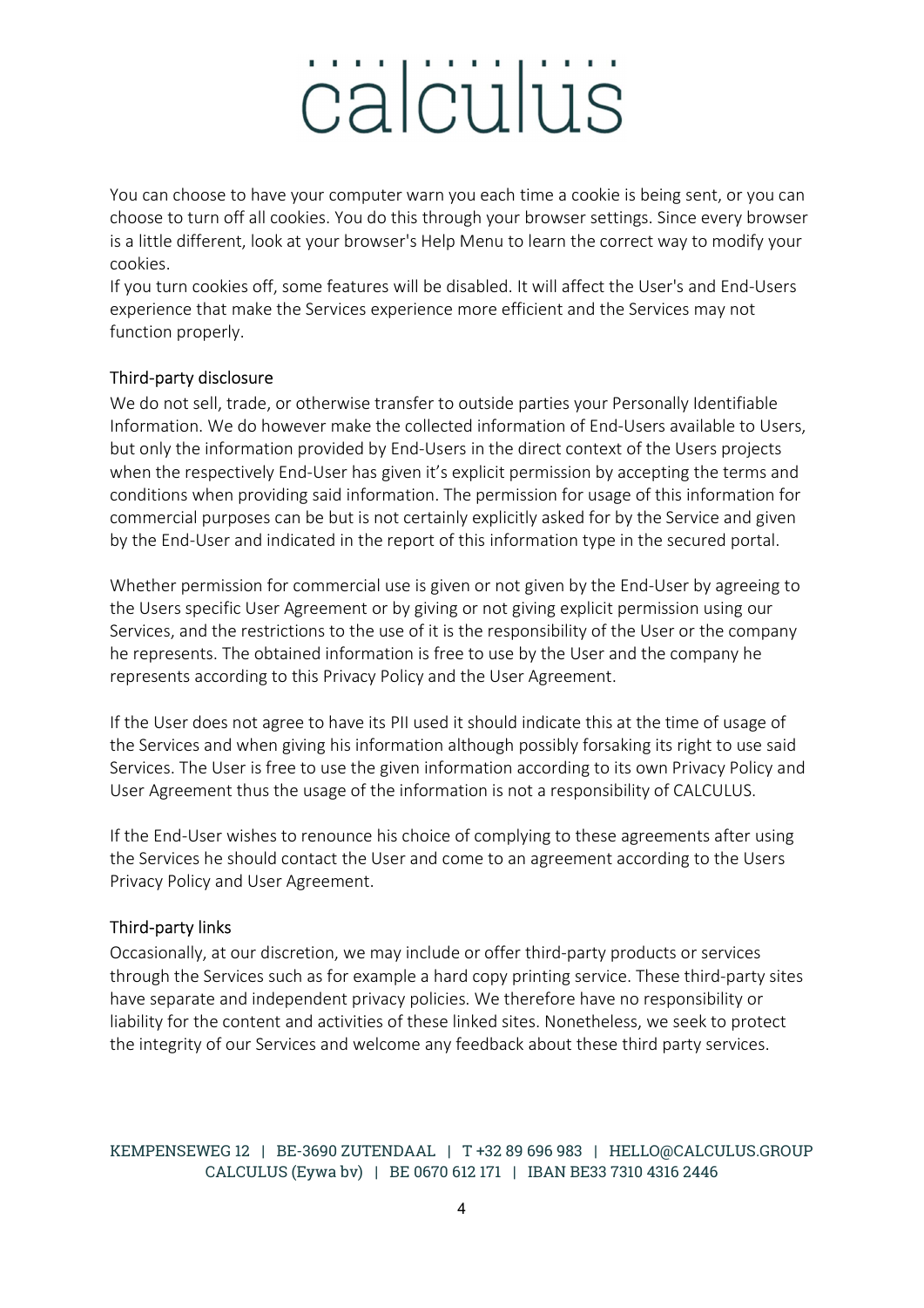You can choose to have your computer warn you each time a cookie is being sent, or you can choose to turn off all cookies. You do this through your browser settings. Since every browser is a little different, look at your browser's Help Menu to learn the correct way to modify your cookies.
If you turn cookies off, some features will be disabled. It will affect the User's and End-Users experience that make the Services experience more efficient and the Services may not function properly.

### Third-party disclosure

We do not sell, trade, or otherwise transfer to outside parties your Personally Identifiable Information. We do however make the collected information of End-Users available to Users, but only the information provided by End-Users in the direct context of the Users projects when the respectively End-User has given it's explicit permission by accepting the terms and conditions when providing said information. The permission for usage of this information for commercial purposes can be but is not certainly explicitly asked for by the Service and given by the End-User and indicated in the report of this information type in the secured portal.

Whether permission for commercial use is given or not given by the End-User by agreeing to the Users specific User Agreement or by giving or not giving explicit permission using our Services, and the restrictions to the use of it is the responsibility of the User or the company he represents. The obtained information is free to use by the User and the company he represents according to this Privacy Policy and the User Agreement.

If the User does not agree to have its PII used it should indicate this at the time of usage of the Services and when giving his information although possibly forsaking its right to use said Services. The User is free to use the given information according to its own Privacy Policy and User Agreement thus the usage of the information is not a responsibility of CALCULUS.

If the End-User wishes to renounce his choice of complying to these agreements after using the Services he should contact the User and come to an agreement according to the Users Privacy Policy and User Agreement.

### Third-party links

Occasionally, at our discretion, we may include or offer third-party products or services through the Services such as for example a hard copy printing service. These third-party sites have separate and independent privacy policies. We therefore have no responsibility or liability for the content and activities of these linked sites. Nonetheless, we seek to protect the integrity of our Services and welcome any feedback about these third party services.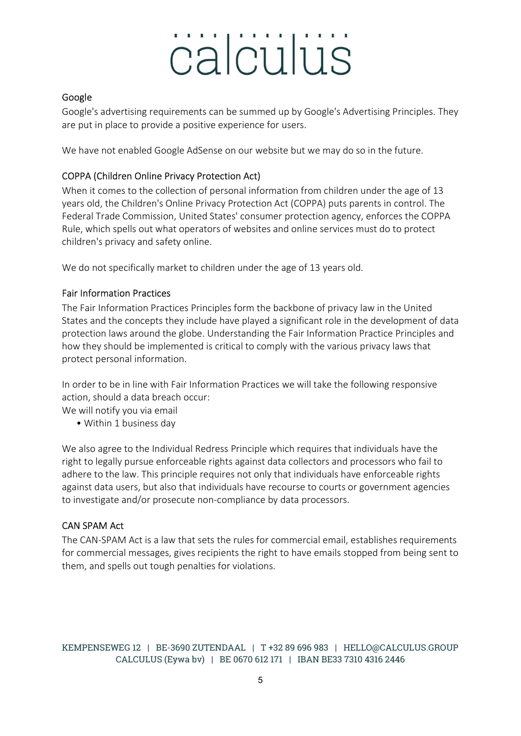## Google

Google's advertising requirements can be summed up by Google's Advertising Principles. They are put in place to provide a positive experience for users.

We have not enabled Google AdSense on our website but we may do so in the future.

## COPPA (Children Online Privacy Protection Act)

When it comes to the collection of personal information from children under the age of 13 years old, the Children's Online Privacy Protection Act (COPPA) puts parents in control. The Federal Trade Commission, United States' consumer protection agency, enforces the COPPA Rule, which spells out what operators of websites and online services must do to protect children's privacy and safety online.

We do not specifically market to children under the age of 13 years old.

## Fair Information Practices

The Fair Information Practices Principles form the backbone of privacy law in the United States and the concepts they include have played a significant role in the development of data protection laws around the globe. Understanding the Fair Information Practice Principles and how they should be implemented is critical to comply with the various privacy laws that protect personal information.

In order to be in line with Fair Information Practices we will take the following responsive action, should a data breach occur:
We will notify you via email

- Within 1 business day

We also agree to the Individual Redress Principle which requires that individuals have the right to legally pursue enforceable rights against data collectors and processors who fail to adhere to the law. This principle requires not only that individuals have enforceable rights against data users, but also that individuals have recourse to courts or government agencies to investigate and/or prosecute non-compliance by data processors.

## CAN SPAM Act

The CAN-SPAM Act is a law that sets the rules for commercial email, establishes requirements for commercial messages, gives recipients the right to have emails stopped from being sent to them, and spells out tough penalties for violations.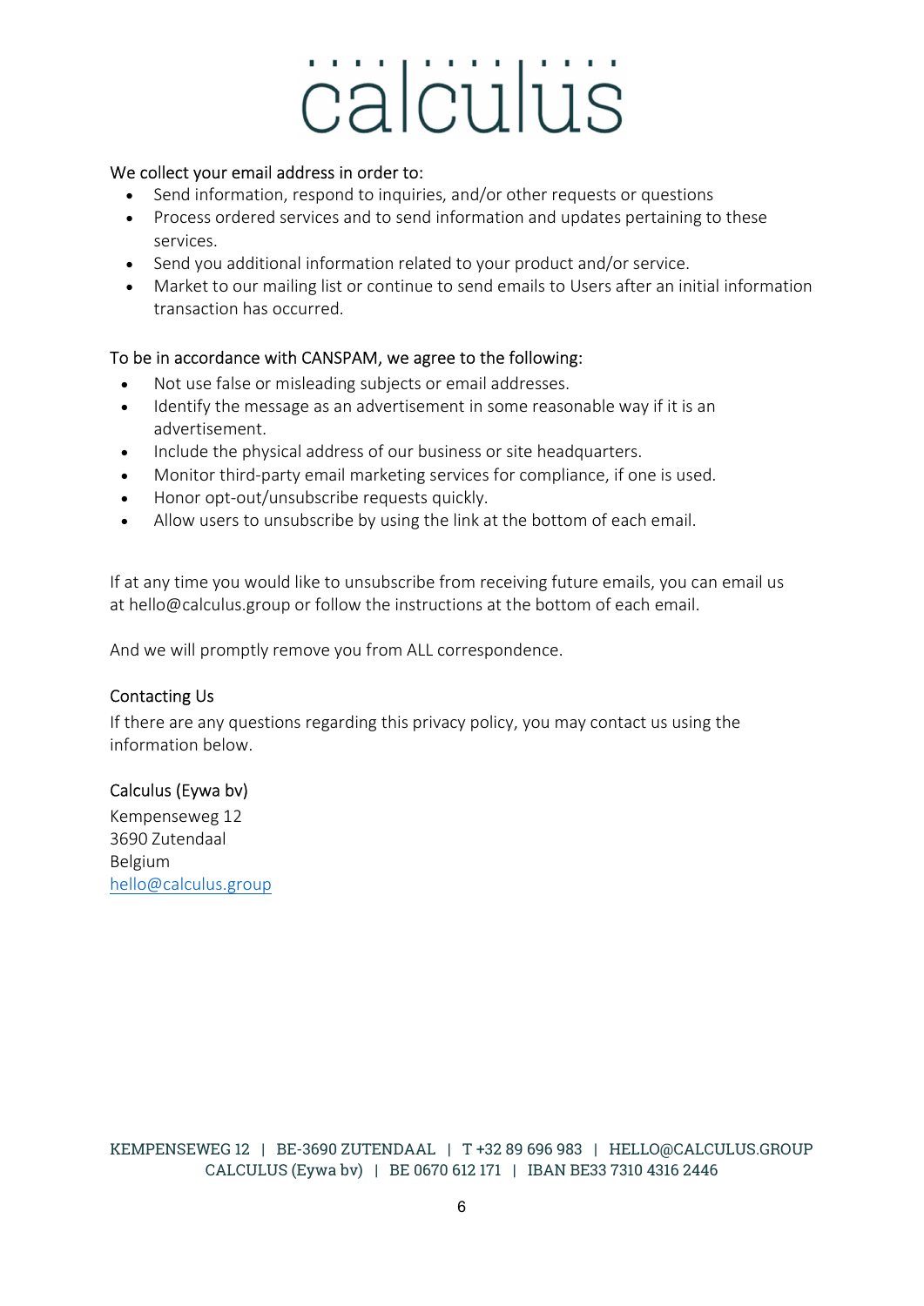We collect your email address in order to:

- Send information, respond to inquiries, and/or other requests or questions
- Process ordered services and to send information and updates pertaining to these services.
- Send you additional information related to your product and/or service.
- Market to our mailing list or continue to send emails to Users after an initial information transaction has occurred.

To be in accordance with CANSPAM, we agree to the following:

- Not use false or misleading subjects or email addresses.
- Identify the message as an advertisement in some reasonable way if it is an advertisement.
- Include the physical address of our business or site headquarters.
- Monitor third-party email marketing services for compliance, if one is used.
- Honor opt-out/unsubscribe requests quickly.
- Allow users to unsubscribe by using the link at the bottom of each email.

If at any time you would like to unsubscribe from receiving future emails, you can email us at hello@calculus.group or follow the instructions at the bottom of each email.

And we will promptly remove you from ALL correspondence.

## Contacting Us

If there are any questions regarding this privacy policy, you may contact us using the information below.

Calculus (Eywa bv)
Kempenseweg 12
3690 Zutendaal
Belgium
hello@calculus.group